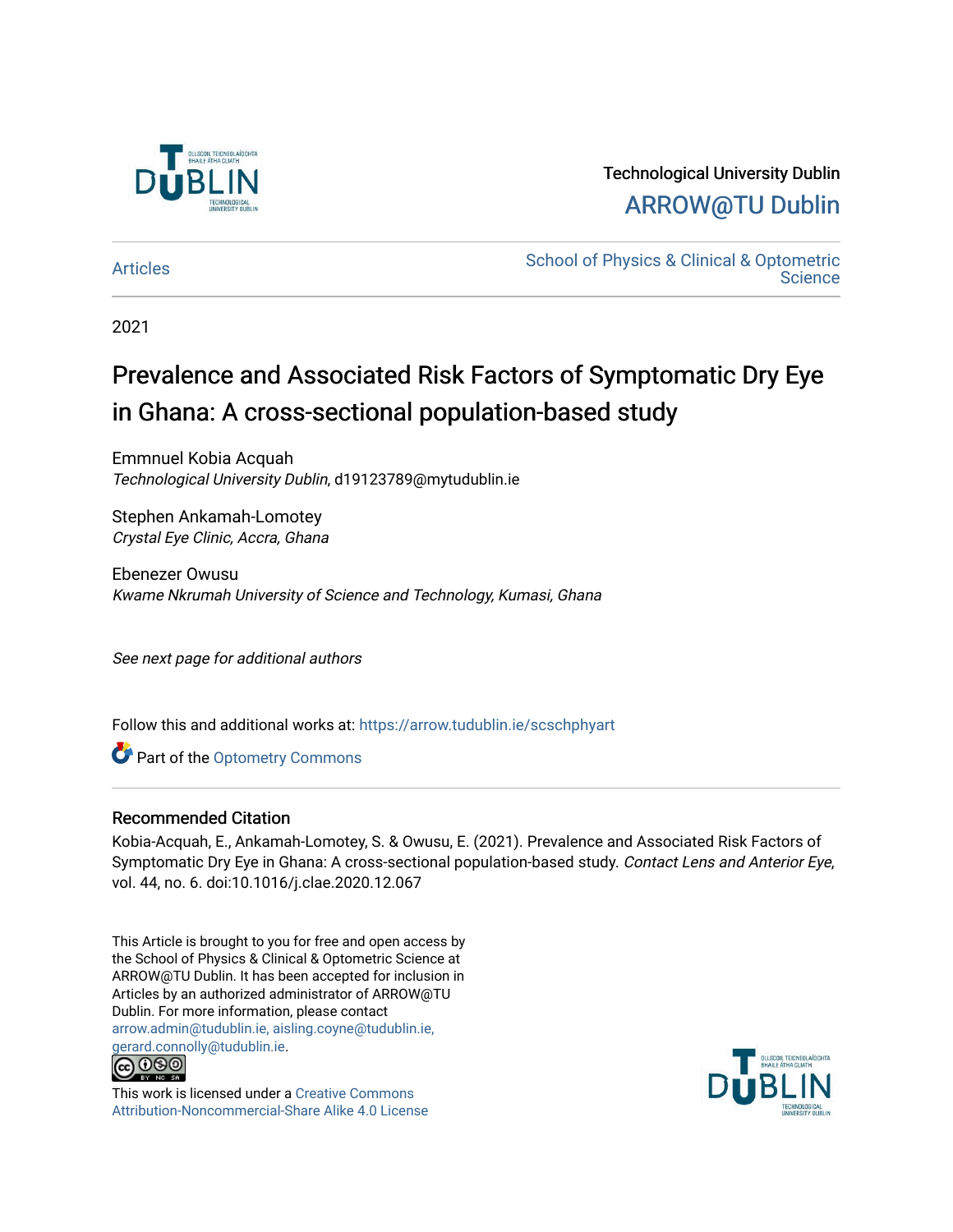Technological University Dublin

ARROW@TU Dublin

Articles

School of Physics & Clinical & Optometric Science

2021

# Prevalence and Associated Risk Factors of Symptomatic Dry Eye in Ghana: A cross-sectional population-based study

Emmnuel Kobia Acquah
*Technological University Dublin*, d19123789@mytudublin.ie

Stephen Ankamah-Lomotey
*Crystal Eye Clinic, Accra, Ghana*

Ebenezer Owusu
*Kwame Nkrumah University of Science and Technology, Kumasi, Ghana*

*See next page for additional authors*

Follow this and additional works at: https://arrow.tudublin.ie/scschphyart

Part of the Optometry Commons

## Recommended Citation

Kobia-Acquah, E., Ankamah-Lomotey, S. & Owusu, E. (2021). Prevalence and Associated Risk Factors of Symptomatic Dry Eye in Ghana: A cross-sectional population-based study. *Contact Lens and Anterior Eye*, vol. 44, no. 6. doi:10.1016/j.clae.2020.12.067

This Article is brought to you for free and open access by the School of Physics & Clinical & Optometric Science at ARROW@TU Dublin. It has been accepted for inclusion in Articles by an authorized administrator of ARROW@TU Dublin. For more information, please contact arrow.admin@tudublin.ie, aisling.coyne@tudublin.ie, gerard.connolly@tudublin.ie.

This work is licensed under a Creative Commons Attribution-Noncommercial-Share Alike 4.0 License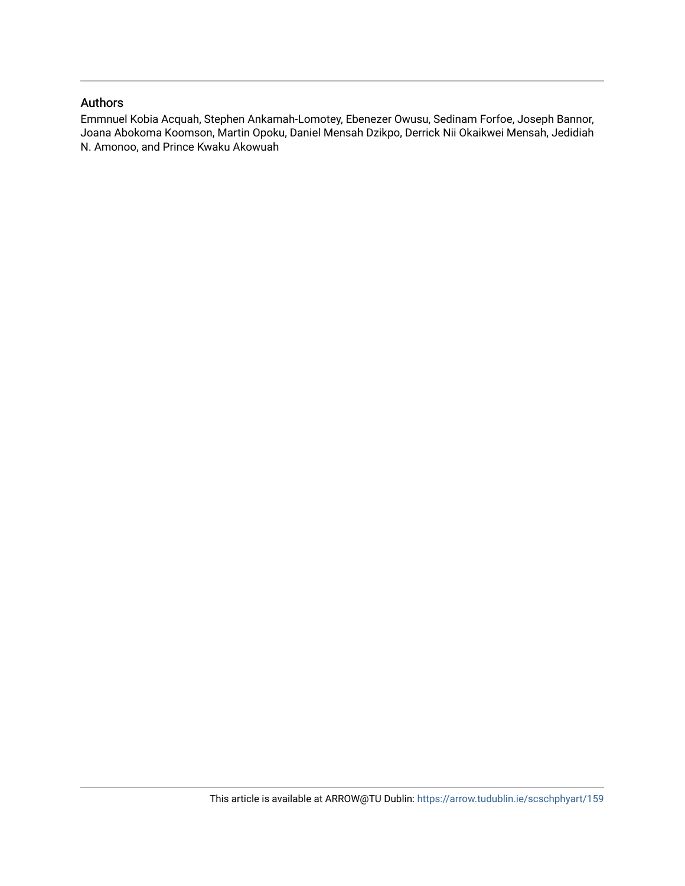## Authors

Emmnuel Kobia Acquah, Stephen Ankamah-Lomotey, Ebenezer Owusu, Sedinam Forfoe, Joseph Bannor, Joana Abokoma Koomson, Martin Opoku, Daniel Mensah Dzikpo, Derrick Nii Okaikwei Mensah, Jedidiah N. Amonoo, and Prince Kwaku Akowuah

This article is available at ARROW@TU Dublin: https://arrow.tudublin.ie/scschphyart/159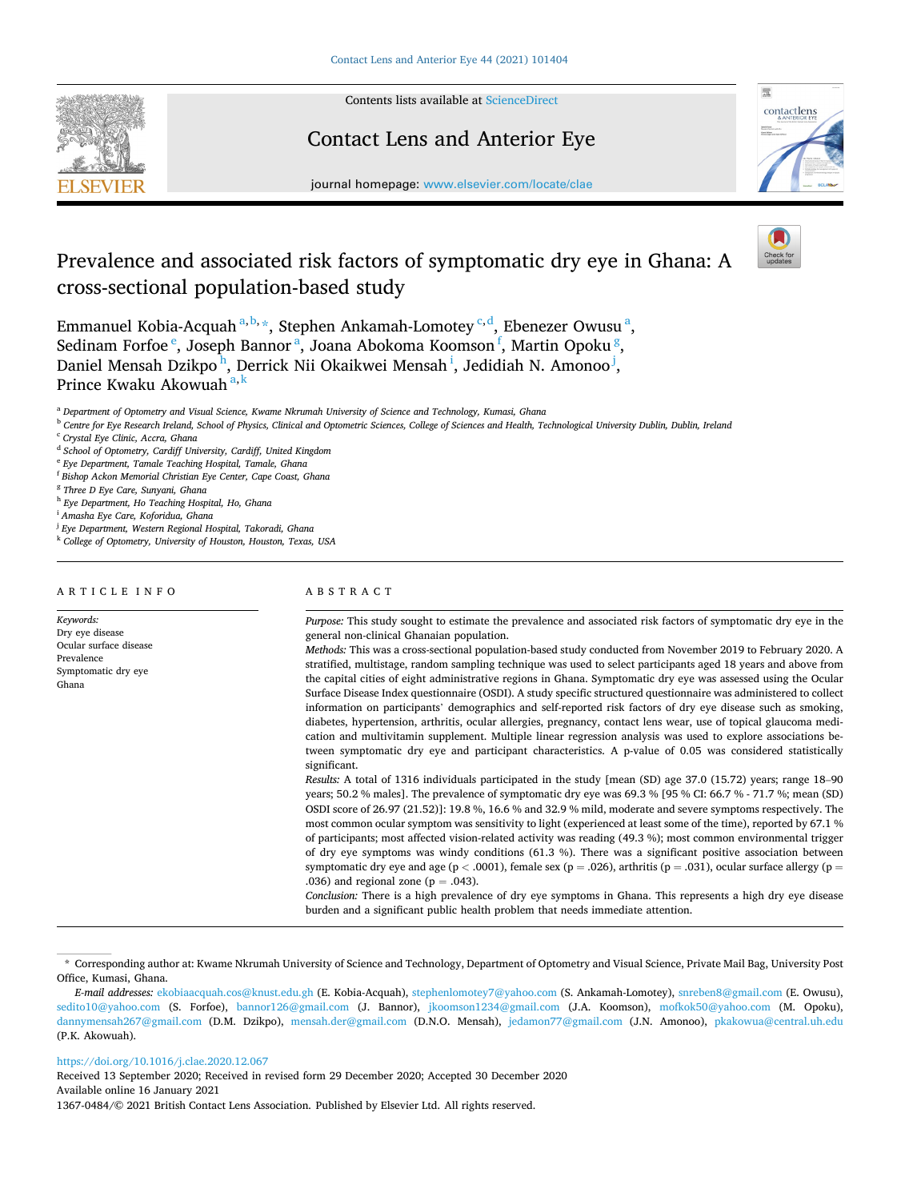# Prevalence and associated risk factors of symptomatic dry eye in Ghana: A cross-sectional population-based study

Emmanuel Kobia-Acquah [a,b,*], Stephen Ankamah-Lomotey [c,d], Ebenezer Owusu [a], Sedinam Forfoe [e], Joseph Bannor [a], Joana Abokoma Koomson [f], Martin Opoku [g], Daniel Mensah Dzikpo [h], Derrick Nii Okaikwei Mensah [i], Jedidiah N. Amonoo [j], Prince Kwaku Akowuah [a,k]

[a] Department of Optometry and Visual Science, Kwame Nkrumah University of Science and Technology, Kumasi, Ghana
[b] Centre for Eye Research Ireland, School of Physics, Clinical and Optometric Sciences, College of Sciences and Health, Technological University Dublin, Dublin, Ireland
[c] Crystal Eye Clinic, Accra, Ghana
[d] School of Optometry, Cardiff University, Cardiff, United Kingdom
[e] Eye Department, Tamale Teaching Hospital, Tamale, Ghana
[f] Bishop Ackon Memorial Christian Eye Center, Cape Coast, Ghana
[g] Three D Eye Care, Sunyani, Ghana
[h] Eye Department, Ho Teaching Hospital, Ho, Ghana
[i] Amasha Eye Care, Koforidua, Ghana
[j] Eye Department, Western Regional Hospital, Takoradi, Ghana
[k] College of Optometry, University of Houston, Houston, Texas, USA

## ARTICLE INFO

*Keywords:*
Dry eye disease
Ocular surface disease
Prevalence
Symptomatic dry eye
Ghana

## ABSTRACT

*Purpose:* This study sought to estimate the prevalence and associated risk factors of symptomatic dry eye in the general non-clinical Ghanaian population.

*Methods:* This was a cross-sectional population-based study conducted from November 2019 to February 2020. A stratified, multistage, random sampling technique was used to select participants aged 18 years and above from the capital cities of eight administrative regions in Ghana. Symptomatic dry eye was assessed using the Ocular Surface Disease Index questionnaire (OSDI). A study specific structured questionnaire was administered to collect information on participants' demographics and self-reported risk factors of dry eye disease such as smoking, diabetes, hypertension, arthritis, ocular allergies, pregnancy, contact lens wear, use of topical glaucoma medication and multivitamin supplement. Multiple linear regression analysis was used to explore associations between symptomatic dry eye and participant characteristics. A p-value of 0.05 was considered statistically significant.

*Results:* A total of 1316 individuals participated in the study [mean (SD) age 37.0 (15.72) years; range 18–90 years; 50.2 % males]. The prevalence of symptomatic dry eye was 69.3 % [95 % CI: 66.7 % - 71.7 %; mean (SD) OSDI score of 26.97 (21.52)]: 19.8 %, 16.6 % and 32.9 % mild, moderate and severe symptoms respectively. The most common ocular symptom was sensitivity to light (experienced at least some of the time), reported by 67.1 % of participants; most affected vision-related activity was reading (49.3 %); most common environmental trigger of dry eye symptoms was windy conditions (61.3 %). There was a significant positive association between symptomatic dry eye and age ($p < .0001$), female sex ($p = .026$), arthritis ($p = .031$), ocular surface allergy ($p = .036$) and regional zone ($p = .043$).

*Conclusion:* There is a high prevalence of dry eye symptoms in Ghana. This represents a high dry eye disease burden and a significant public health problem that needs immediate attention.

* Corresponding author at: Kwame Nkrumah University of Science and Technology, Department of Optometry and Visual Science, Private Mail Bag, University Post Office, Kumasi, Ghana.

*E-mail addresses:* ekobiaacquah.cos@knust.edu.gh (E. Kobia-Acquah), stephenlomotey7@yahoo.com (S. Ankamah-Lomotey), snreben8@gmail.com (E. Owusu), sedito10@yahoo.com (S. Forfoe), bannor126@gmail.com (J. Bannor), jkoomson1234@gmail.com (J.A. Koomson), mofkok50@yahoo.com (M. Opoku), dannymensah267@gmail.com (D.M. Dzikpo), mensah.der@gmail.com (D.N.O. Mensah), jedamon77@gmail.com (J.N. Amonoo), pkakowua@central.uh.edu (P.K. Akowuah).

https://doi.org/10.1016/j.clae.2020.12.067
Received 13 September 2020; Received in revised form 29 December 2020; Accepted 30 December 2020
Available online 16 January 2021
1367-0484/© 2021 British Contact Lens Association. Published by Elsevier Ltd. All rights reserved.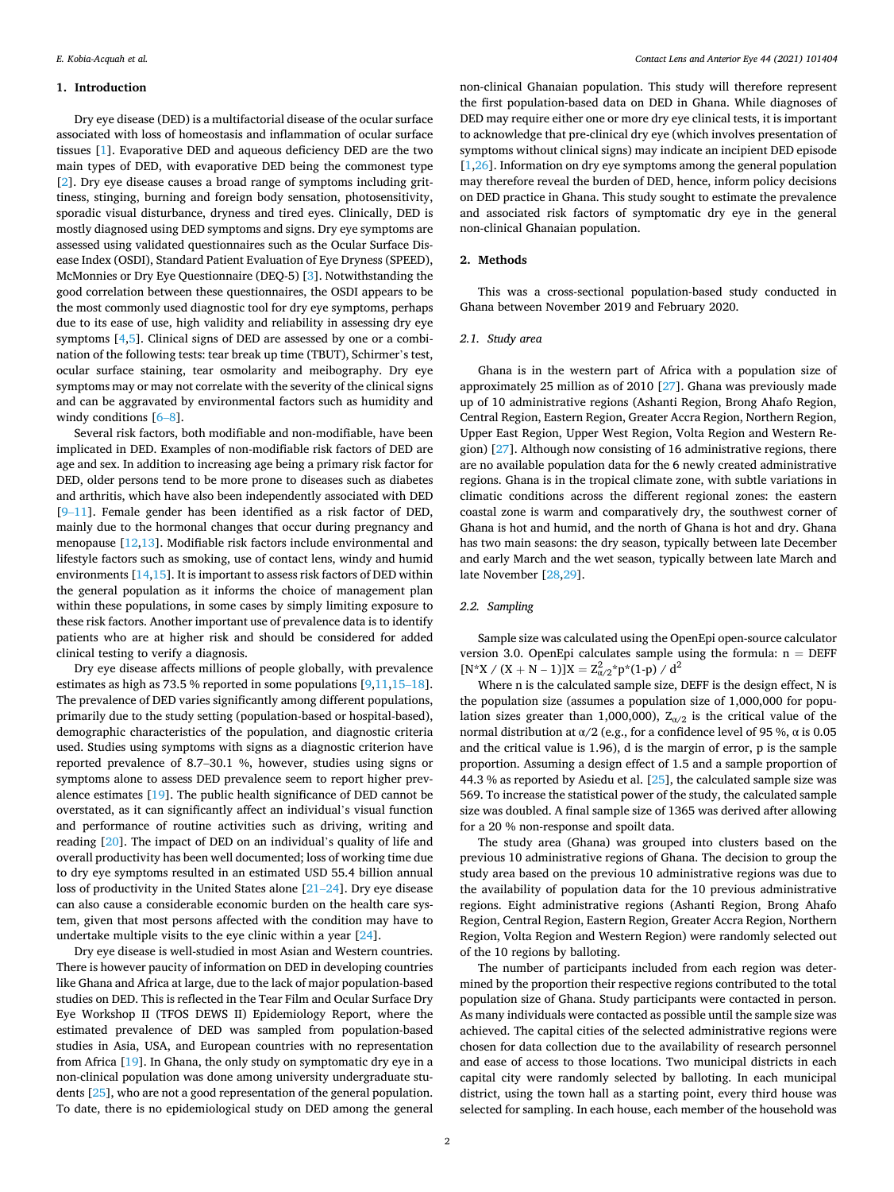## 1. Introduction

Dry eye disease (DED) is a multifactorial disease of the ocular surface associated with loss of homeostasis and inflammation of ocular surface tissues [1]. Evaporative DED and aqueous deficiency DED are the two main types of DED, with evaporative DED being the commonest type [2]. Dry eye disease causes a broad range of symptoms including grittiness, stinging, burning and foreign body sensation, photosensitivity, sporadic visual disturbance, dryness and tired eyes. Clinically, DED is mostly diagnosed using DED symptoms and signs. Dry eye symptoms are assessed using validated questionnaires such as the Ocular Surface Disease Index (OSDI), Standard Patient Evaluation of Eye Dryness (SPEED), McMonnies or Dry Eye Questionnaire (DEQ-5) [3]. Notwithstanding the good correlation between these questionnaires, the OSDI appears to be the most commonly used diagnostic tool for dry eye symptoms, perhaps due to its ease of use, high validity and reliability in assessing dry eye symptoms [4,5]. Clinical signs of DED are assessed by one or a combination of the following tests: tear break up time (TBUT), Schirmer's test, ocular surface staining, tear osmolarity and meibography. Dry eye symptoms may or may not correlate with the severity of the clinical signs and can be aggravated by environmental factors such as humidity and windy conditions [6–8].

Several risk factors, both modifiable and non-modifiable, have been implicated in DED. Examples of non-modifiable risk factors of DED are age and sex. In addition to increasing age being a primary risk factor for DED, older persons tend to be more prone to diseases such as diabetes and arthritis, which have also been independently associated with DED [9–11]. Female gender has been identified as a risk factor of DED, mainly due to the hormonal changes that occur during pregnancy and menopause [12,13]. Modifiable risk factors include environmental and lifestyle factors such as smoking, use of contact lens, windy and humid environments [14,15]. It is important to assess risk factors of DED within the general population as it informs the choice of management plan within these populations, in some cases by simply limiting exposure to these risk factors. Another important use of prevalence data is to identify patients who are at higher risk and should be considered for added clinical testing to verify a diagnosis.

Dry eye disease affects millions of people globally, with prevalence estimates as high as 73.5 % reported in some populations [9,11,15–18]. The prevalence of DED varies significantly among different populations, primarily due to the study setting (population-based or hospital-based), demographic characteristics of the population, and diagnostic criteria used. Studies using symptoms with signs as a diagnostic criterion have reported prevalence of 8.7–30.1 %, however, studies using signs or symptoms alone to assess DED prevalence seem to report higher prevalence estimates [19]. The public health significance of DED cannot be overstated, as it can significantly affect an individual's visual function and performance of routine activities such as driving, writing and reading [20]. The impact of DED on an individual's quality of life and overall productivity has been well documented; loss of working time due to dry eye symptoms resulted in an estimated USD 55.4 billion annual loss of productivity in the United States alone [21–24]. Dry eye disease can also cause a considerable economic burden on the health care system, given that most persons affected with the condition may have to undertake multiple visits to the eye clinic within a year [24].

Dry eye disease is well-studied in most Asian and Western countries. There is however paucity of information on DED in developing countries like Ghana and Africa at large, due to the lack of major population-based studies on DED. This is reflected in the Tear Film and Ocular Surface Dry Eye Workshop II (TFOS DEWS II) Epidemiology Report, where the estimated prevalence of DED was sampled from population-based studies in Asia, USA, and European countries with no representation from Africa [19]. In Ghana, the only study on symptomatic dry eye in a non-clinical population was done among university undergraduate students [25], who are not a good representation of the general population. To date, there is no epidemiological study on DED among the general non-clinical Ghanaian population. This study will therefore represent the first population-based data on DED in Ghana. While diagnoses of DED may require either one or more dry eye clinical tests, it is important to acknowledge that pre-clinical dry eye (which involves presentation of symptoms without clinical signs) may indicate an incipient DED episode [1,26]. Information on dry eye symptoms among the general population may therefore reveal the burden of DED, hence, inform policy decisions on DED practice in Ghana. This study sought to estimate the prevalence and associated risk factors of symptomatic dry eye in the general non-clinical Ghanaian population.

## 2. Methods

This was a cross-sectional population-based study conducted in Ghana between November 2019 and February 2020.

### 2.1. Study area

Ghana is in the western part of Africa with a population size of approximately 25 million as of 2010 [27]. Ghana was previously made up of 10 administrative regions (Ashanti Region, Brong Ahafo Region, Central Region, Eastern Region, Greater Accra Region, Northern Region, Upper East Region, Upper West Region, Volta Region and Western Region) [27]. Although now consisting of 16 administrative regions, there are no available population data for the 6 newly created administrative regions. Ghana is in the tropical climate zone, with subtle variations in climatic conditions across the different regional zones: the eastern coastal zone is warm and comparatively dry, the southwest corner of Ghana is hot and humid, and the north of Ghana is hot and dry. Ghana has two main seasons: the dry season, typically between late December and early March and the wet season, typically between late March and late November [28,29].

### 2.2. Sampling

Sample size was calculated using the OpenEpi open-source calculator version 3.0. OpenEpi calculates sample using the formula: $n = DEFF [N^*X / (X + N - 1)] X = Z^2_{\alpha/2}{}^*p^*(1-p) / d^2$

Where n is the calculated sample size, DEFF is the design effect, N is the population size (assumes a population size of 1,000,000 for population sizes greater than 1,000,000), $Z_{\alpha/2}$ is the critical value of the normal distribution at $\alpha/2$ (e.g., for a confidence level of 95 %, $\alpha$ is 0.05 and the critical value is 1.96), d is the margin of error, p is the sample proportion. Assuming a design effect of 1.5 and a sample proportion of 44.3 % as reported by Asiedu et al. [25], the calculated sample size was 569. To increase the statistical power of the study, the calculated sample size was doubled. A final sample size of 1365 was derived after allowing for a 20 % non-response and spoilt data.

The study area (Ghana) was grouped into clusters based on the previous 10 administrative regions of Ghana. The decision to group the study area based on the previous 10 administrative regions was due to the availability of population data for the 10 previous administrative regions. Eight administrative regions (Ashanti Region, Brong Ahafo Region, Central Region, Eastern Region, Greater Accra Region, Northern Region, Volta Region and Western Region) were randomly selected out of the 10 regions by balloting.

The number of participants included from each region was determined by the proportion their respective regions contributed to the total population size of Ghana. Study participants were contacted in person. As many individuals were contacted as possible until the sample size was achieved. The capital cities of the selected administrative regions were chosen for data collection due to the availability of research personnel and ease of access to those locations. Two municipal districts in each capital city were randomly selected by balloting. In each municipal district, using the town hall as a starting point, every third house was selected for sampling. In each house, each member of the household was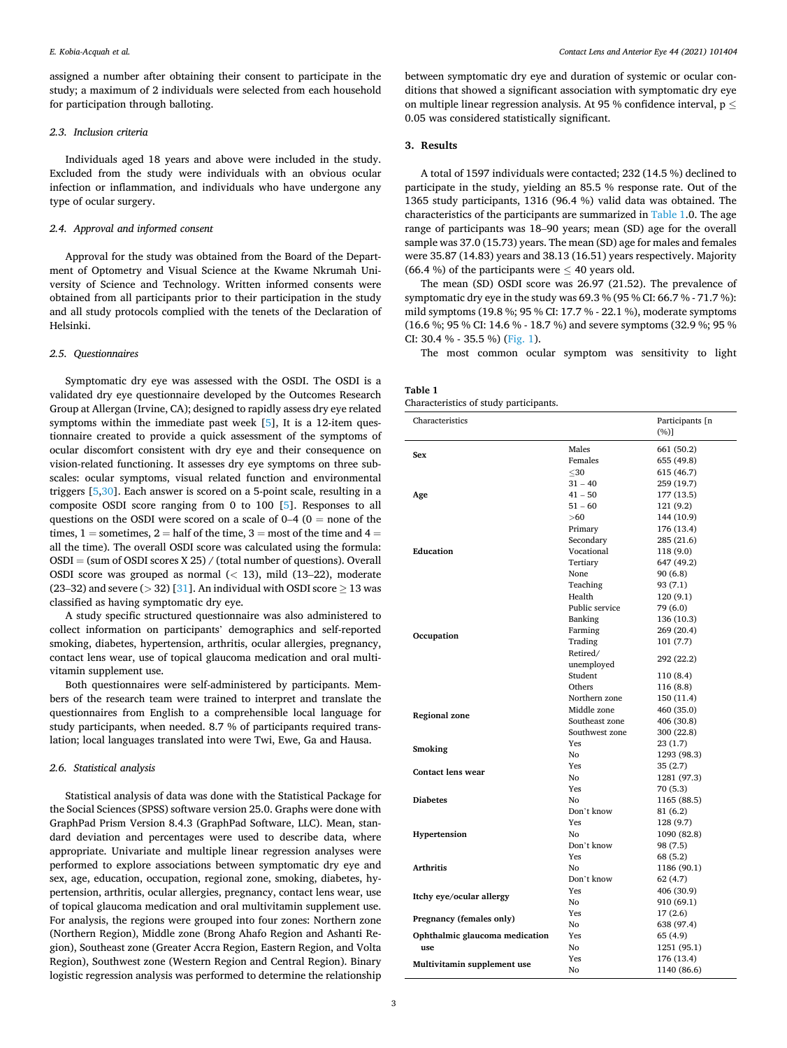assigned a number after obtaining their consent to participate in the study; a maximum of 2 individuals were selected from each household for participation through balloting.

### 2.3. Inclusion criteria

Individuals aged 18 years and above were included in the study. Excluded from the study were individuals with an obvious ocular infection or inflammation, and individuals who have undergone any type of ocular surgery.

### 2.4. Approval and informed consent

Approval for the study was obtained from the Board of the Department of Optometry and Visual Science at the Kwame Nkrumah University of Science and Technology. Written informed consents were obtained from all participants prior to their participation in the study and all study protocols complied with the tenets of the Declaration of Helsinki.

### 2.5. Questionnaires

Symptomatic dry eye was assessed with the OSDI. The OSDI is a validated dry eye questionnaire developed by the Outcomes Research Group at Allergan (Irvine, CA); designed to rapidly assess dry eye related symptoms within the immediate past week [5], It is a 12-item questionnaire created to provide a quick assessment of the symptoms of ocular discomfort consistent with dry eye and their consequence on vision-related functioning. It assesses dry eye symptoms on three subscales: ocular symptoms, visual related function and environmental triggers [5,30]. Each answer is scored on a 5-point scale, resulting in a composite OSDI score ranging from 0 to 100 [5]. Responses to all questions on the OSDI were scored on a scale of 0–4 (0 = none of the times, 1 = sometimes, 2 = half of the time, 3 = most of the time and 4 = all the time). The overall OSDI score was calculated using the formula: OSDI = (sum of OSDI scores X 25) / (total number of questions). Overall OSDI score was grouped as normal (< 13), mild (13–22), moderate (23–32) and severe (> 32) [31]. An individual with OSDI score ≥ 13 was classified as having symptomatic dry eye.

A study specific structured questionnaire was also administered to collect information on participants' demographics and self-reported smoking, diabetes, hypertension, arthritis, ocular allergies, pregnancy, contact lens wear, use of topical glaucoma medication and oral multivitamin supplement use.

Both questionnaires were self-administered by participants. Members of the research team were trained to interpret and translate the questionnaires from English to a comprehensible local language for study participants, when needed. 8.7 % of participants required translation; local languages translated into were Twi, Ewe, Ga and Hausa.

### 2.6. Statistical analysis

Statistical analysis of data was done with the Statistical Package for the Social Sciences (SPSS) software version 25.0. Graphs were done with GraphPad Prism Version 8.4.3 (GraphPad Software, LLC). Mean, standard deviation and percentages were used to describe data, where appropriate. Univariate and multiple linear regression analyses were performed to explore associations between symptomatic dry eye and sex, age, education, occupation, regional zone, smoking, diabetes, hypertension, arthritis, ocular allergies, pregnancy, contact lens wear, use of topical glaucoma medication and multivitamin supplement use. For analysis, the regions were grouped into four zones: Northern zone (Northern Region), Middle zone (Brong Ahafo Region and Ashanti Region), Southeast zone (Greater Accra Region, Eastern Region, and Volta Region), Southwest zone (Western Region and Central Region). Binary logistic regression analysis was performed to determine the relationship between symptomatic dry eye and duration of systemic or ocular conditions that showed a significant association with symptomatic dry eye on multiple linear regression analysis. At 95 % confidence interval, $p \leq 0.05$ was considered statistically significant.

## 3. Results

A total of 1597 individuals were contacted; 232 (14.5 %) declined to participate in the study, yielding an 85.5 % response rate. Out of the 1365 study participants, 1316 (96.4 %) valid data was obtained. The characteristics of the participants are summarized in Table 1.0. The age range of participants was 18–90 years; mean (SD) age for the overall sample was 37.0 (15.73) years. The mean (SD) age for males and females were 35.87 (14.83) years and 38.13 (16.51) years respectively. Majority (66.4 %) of the participants were ≤ 40 years old.

The mean (SD) OSDI score was 26.97 (21.52). The prevalence of symptomatic dry eye in the study was 69.3 % (95 % CI: 66.7 % - 71.7 %): mild symptoms (19.8 %; 95 % CI: 17.7 % - 22.1 %), moderate symptoms (16.6 %; 95 % CI: 14.6 % - 18.7 %) and severe symptoms (32.9 %; 95 % CI: 30.4 % - 35.5 %) (Fig. 1).

The most common ocular symptom was sensitivity to light

**Table 1**
Characteristics of study participants.

| Characteristics | | Participants [n (%)] |
|---|---|---|
| **Sex** | Males | 661 (50.2) |
| | Females | 655 (49.8) |
| **Age** | ≤30 | 615 (46.7) |
| | 31 – 40 | 259 (19.7) |
| | 41 – 50 | 177 (13.5) |
| | 51 – 60 | 121 (9.2) |
| | >60 | 144 (10.9) |
| **Education** | Primary | 176 (13.4) |
| | Secondary | 285 (21.6) |
| | Vocational | 118 (9.0) |
| | Tertiary | 647 (49.2) |
| | None | 90 (6.8) |
| **Occupation** | Teaching | 93 (7.1) |
| | Health | 120 (9.1) |
| | Public service | 79 (6.0) |
| | Banking | 136 (10.3) |
| | Farming | 269 (20.4) |
| | Trading | 101 (7.7) |
| | Retired/ unemployed | 292 (22.2) |
| | Student | 110 (8.4) |
| | Others | 116 (8.8) |
| **Regional zone** | Northern zone | 150 (11.4) |
| | Middle zone | 460 (35.0) |
| | Southeast zone | 406 (30.8) |
| | Southwest zone | 300 (22.8) |
| **Smoking** | Yes | 23 (1.7) |
| | No | 1293 (98.3) |
| **Contact lens wear** | Yes | 35 (2.7) |
| | No | 1281 (97.3) |
| **Diabetes** | Yes | 70 (5.3) |
| | No | 1165 (88.5) |
| | Don`t know | 81 (6.2) |
| **Hypertension** | Yes | 128 (9.7) |
| | No | 1090 (82.8) |
| | Don`t know | 98 (7.5) |
| **Arthritis** | Yes | 68 (5.2) |
| | No | 1186 (90.1) |
| | Don`t know | 62 (4.7) |
| **Itchy eye/ocular allergy** | Yes | 406 (30.9) |
| | No | 910 (69.1) |
| **Pregnancy (females only)** | Yes | 17 (2.6) |
| | No | 638 (97.4) |
| **Ophthalmic glaucoma medication use** | Yes | 65 (4.9) |
| | No | 1251 (95.1) |
| **Multivitamin supplement use** | Yes | 176 (13.4) |
| | No | 1140 (86.6) |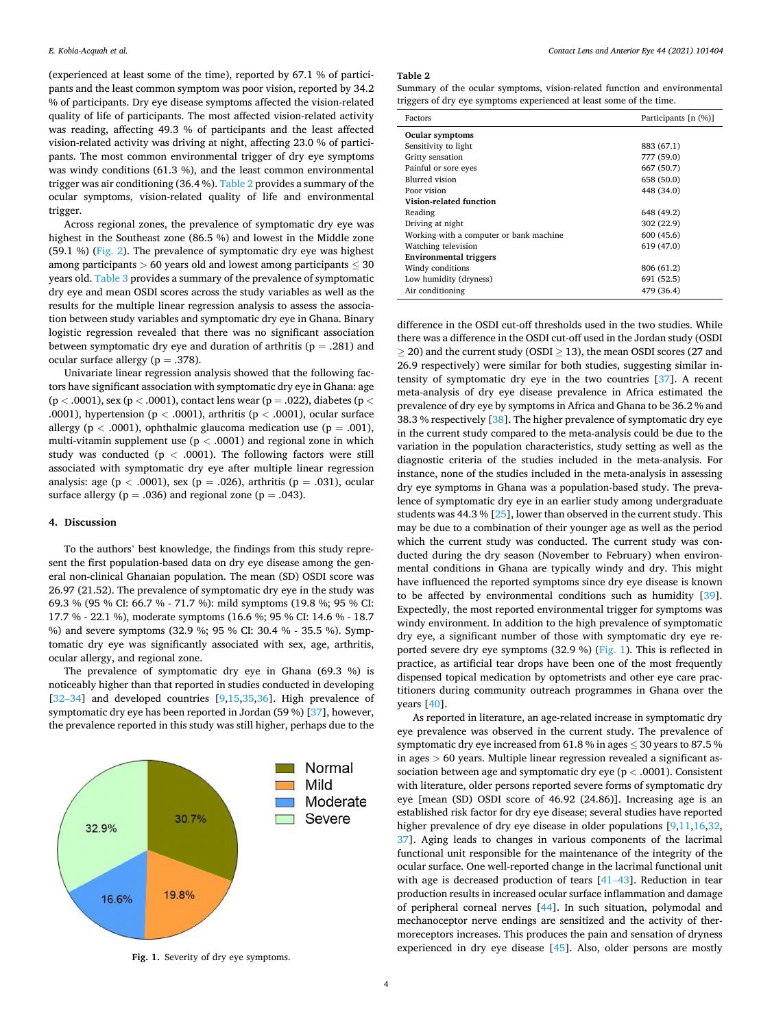(experienced at least some of the time), reported by 67.1 % of participants and the least common symptom was poor vision, reported by 34.2 % of participants. Dry eye disease symptoms affected the vision-related quality of life of participants. The most affected vision-related activity was reading, affecting 49.3 % of participants and the least affected vision-related activity was driving at night, affecting 23.0 % of participants. The most common environmental trigger of dry eye symptoms was windy conditions (61.3 %), and the least common environmental trigger was air conditioning (36.4 %). Table 2 provides a summary of the ocular symptoms, vision-related quality of life and environmental trigger.

Across regional zones, the prevalence of symptomatic dry eye was highest in the Southeast zone (86.5 %) and lowest in the Middle zone (59.1 %) (Fig. 2). The prevalence of symptomatic dry eye was highest among participants > 60 years old and lowest among participants ≤ 30 years old. Table 3 provides a summary of the prevalence of symptomatic dry eye and mean OSDI scores across the study variables as well as the results for the multiple linear regression analysis to assess the association between study variables and symptomatic dry eye in Ghana. Binary logistic regression revealed that there was no significant association between symptomatic dry eye and duration of arthritis ($p = .281$) and ocular surface allergy ($p = .378$).

Univariate linear regression analysis showed that the following factors have significant association with symptomatic dry eye in Ghana: age ($p < .0001$), sex ($p < .0001$), contact lens wear ($p = .022$), diabetes ($p < .0001$), hypertension ($p < .0001$), arthritis ($p < .0001$), ocular surface allergy ($p < .0001$), ophthalmic glaucoma medication use ($p = .001$), multi-vitamin supplement use ($p < .0001$) and regional zone in which study was conducted ($p < .0001$). The following factors were still associated with symptomatic dry eye after multiple linear regression analysis: age ($p < .0001$), sex ($p = .026$), arthritis ($p = .031$), ocular surface allergy ($p = .036$) and regional zone ($p = .043$).

## 4. Discussion

To the authors' best knowledge, the findings from this study represent the first population-based data on dry eye disease among the general non-clinical Ghanaian population. The mean (SD) OSDI score was 26.97 (21.52). The prevalence of symptomatic dry eye in the study was 69.3 % (95 % CI: 66.7 % - 71.7 %): mild symptoms (19.8 %; 95 % CI: 17.7 % - 22.1 %), moderate symptoms (16.6 %; 95 % CI: 14.6 % - 18.7 %) and severe symptoms (32.9 %; 95 % CI: 30.4 % - 35.5 %). Symptomatic dry eye was significantly associated with sex, age, arthritis, ocular allergy, and regional zone.

The prevalence of symptomatic dry eye in Ghana (69.3 %) is noticeably higher than that reported in studies conducted in developing [32–34] and developed countries [9,15,35,36]. High prevalence of symptomatic dry eye has been reported in Jordan (59 %) [37], however, the prevalence reported in this study was still higher, perhaps due to the

Normal 30.7%; Mild 19.8%; Moderate 16.6%; Severe 32.9%

Fig. 1. Severity of dry eye symptoms.

**Table 2**
Summary of the ocular symptoms, vision-related function and environmental triggers of dry eye symptoms experienced at least some of the time.

| Factors | Participants [n (%)] |
|---|---|
| **Ocular symptoms** | |
| Sensitivity to light | 883 (67.1) |
| Gritty sensation | 777 (59.0) |
| Painful or sore eyes | 667 (50.7) |
| Blurred vision | 658 (50.0) |
| Poor vision | 448 (34.0) |
| **Vision-related function** | |
| Reading | 648 (49.2) |
| Driving at night | 302 (22.9) |
| Working with a computer or bank machine | 600 (45.6) |
| Watching television | 619 (47.0) |
| **Environmental triggers** | |
| Windy conditions | 806 (61.2) |
| Low humidity (dryness) | 691 (52.5) |
| Air conditioning | 479 (36.4) |

difference in the OSDI cut-off thresholds used in the two studies. While there was a difference in the OSDI cut-off used in the Jordan study (OSDI ≥ 20) and the current study (OSDI ≥ 13), the mean OSDI scores (27 and 26.9 respectively) were similar for both studies, suggesting similar intensity of symptomatic dry eye in the two countries [37]. A recent meta-analysis of dry eye disease prevalence in Africa estimated the prevalence of dry eye by symptoms in Africa and Ghana to be 36.2 % and 38.3 % respectively [38]. The higher prevalence of symptomatic dry eye in the current study compared to the meta-analysis could be due to the variation in the population characteristics, study setting as well as the diagnostic criteria of the studies included in the meta-analysis. For instance, none of the studies included in the meta-analysis in assessing dry eye symptoms in Ghana was a population-based study. The prevalence of symptomatic dry eye in an earlier study among undergraduate students was 44.3 % [25], lower than observed in the current study. This may be due to a combination of their younger age as well as the period which the current study was conducted. The current study was conducted during the dry season (November to February) when environmental conditions in Ghana are typically windy and dry. This might have influenced the reported symptoms since dry eye disease is known to be affected by environmental conditions such as humidity [39]. Expectedly, the most reported environmental trigger for symptoms was windy environment. In addition to the high prevalence of symptomatic dry eye, a significant number of those with symptomatic dry eye reported severe dry eye symptoms (32.9 %) (Fig. 1). This is reflected in practice, as artificial tear drops have been one of the most frequently dispensed topical medication by optometrists and other eye care practitioners during community outreach programmes in Ghana over the years [40].

As reported in literature, an age-related increase in symptomatic dry eye prevalence was observed in the current study. The prevalence of symptomatic dry eye increased from 61.8 % in ages ≤ 30 years to 87.5 % in ages > 60 years. Multiple linear regression revealed a significant association between age and symptomatic dry eye ($p < .0001$). Consistent with literature, older persons reported severe forms of symptomatic dry eye [mean (SD) OSDI score of 46.92 (24.86)]. Increasing age is an established risk factor for dry eye disease; several studies have reported higher prevalence of dry eye disease in older populations [9,11,16,32,37]. Aging leads to changes in various components of the lacrimal functional unit responsible for the maintenance of the integrity of the ocular surface. One well-reported change in the lacrimal functional unit with age is decreased production of tears [41–43]. Reduction in tear production results in increased ocular surface inflammation and damage of peripheral corneal nerves [44]. In such situation, polymodal and mechanoceptor nerve endings are sensitized and the activity of thermoreceptors increases. This produces the pain and sensation of dryness experienced in dry eye disease [45]. Also, older persons are mostly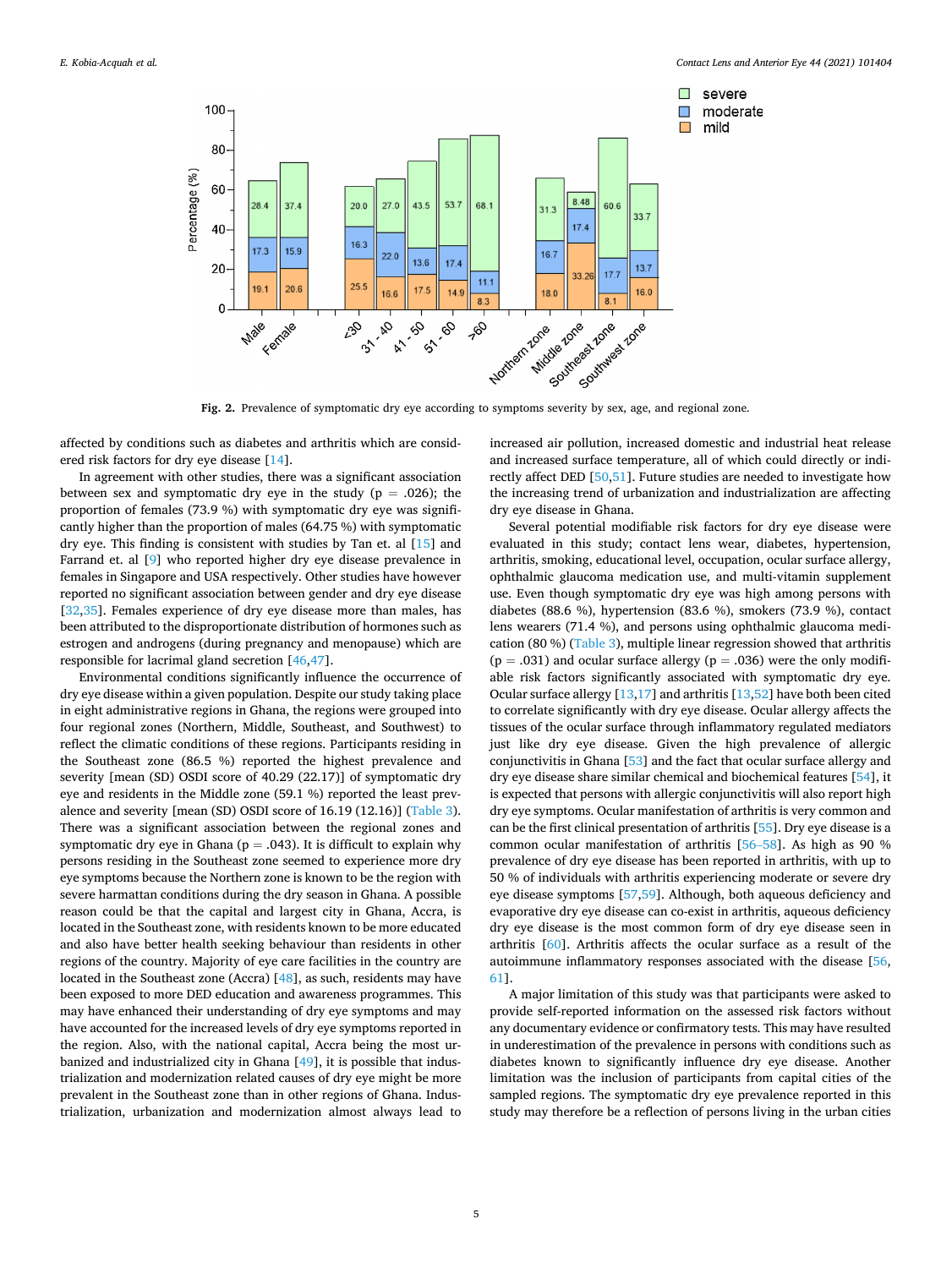Fig. 2. Prevalence of symptomatic dry eye according to symptoms severity by sex, age, and regional zone.

affected by conditions such as diabetes and arthritis which are considered risk factors for dry eye disease [14].

In agreement with other studies, there was a significant association between sex and symptomatic dry eye in the study (p = .026); the proportion of females (73.9 %) with symptomatic dry eye was significantly higher than the proportion of males (64.75 %) with symptomatic dry eye. This finding is consistent with studies by Tan et. al [15] and Farrand et. al [9] who reported higher dry eye disease prevalence in females in Singapore and USA respectively. Other studies have however reported no significant association between gender and dry eye disease [32,35]. Females experience of dry eye disease more than males, has been attributed to the disproportionate distribution of hormones such as estrogen and androgens (during pregnancy and menopause) which are responsible for lacrimal gland secretion [46,47].

Environmental conditions significantly influence the occurrence of dry eye disease within a given population. Despite our study taking place in eight administrative regions in Ghana, the regions were grouped into four regional zones (Northern, Middle, Southeast, and Southwest) to reflect the climatic conditions of these regions. Participants residing in the Southeast zone (86.5 %) reported the highest prevalence and severity [mean (SD) OSDI score of 40.29 (22.17)] of symptomatic dry eye and residents in the Middle zone (59.1 %) reported the least prevalence and severity [mean (SD) OSDI score of 16.19 (12.16)] (Table 3). There was a significant association between the regional zones and symptomatic dry eye in Ghana (p = .043). It is difficult to explain why persons residing in the Southeast zone seemed to experience more dry eye symptoms because the Northern zone is known to be the region with severe harmattan conditions during the dry season in Ghana. A possible reason could be that the capital and largest city in Ghana, Accra, is located in the Southeast zone, with residents known to be more educated and also have better health seeking behaviour than residents in other regions of the country. Majority of eye care facilities in the country are located in the Southeast zone (Accra) [48], as such, residents may have been exposed to more DED education and awareness programmes. This may have enhanced their understanding of dry eye symptoms and may have accounted for the increased levels of dry eye symptoms reported in the region. Also, with the national capital, Accra being the most urbanized and industrialized city in Ghana [49], it is possible that industrialization and modernization related causes of dry eye might be more prevalent in the Southeast zone than in other regions of Ghana. Industrialization, urbanization and modernization almost always lead to increased air pollution, increased domestic and industrial heat release and increased surface temperature, all of which could directly or indirectly affect DED [50,51]. Future studies are needed to investigate how the increasing trend of urbanization and industrialization are affecting dry eye disease in Ghana.

Several potential modifiable risk factors for dry eye disease were evaluated in this study; contact lens wear, diabetes, hypertension, arthritis, smoking, educational level, occupation, ocular surface allergy, ophthalmic glaucoma medication use, and multi-vitamin supplement use. Even though symptomatic dry eye was high among persons with diabetes (88.6 %), hypertension (83.6 %), smokers (73.9 %), contact lens wearers (71.4 %), and persons using ophthalmic glaucoma medication (80 %) (Table 3), multiple linear regression showed that arthritis (p = .031) and ocular surface allergy (p = .036) were the only modifiable risk factors significantly associated with symptomatic dry eye. Ocular surface allergy [13,17] and arthritis [13,52] have both been cited to correlate significantly with dry eye disease. Ocular allergy affects the tissues of the ocular surface through inflammatory regulated mediators just like dry eye disease. Given the high prevalence of allergic conjunctivitis in Ghana [53] and the fact that ocular surface allergy and dry eye disease share similar chemical and biochemical features [54], it is expected that persons with allergic conjunctivitis will also report high dry eye symptoms. Ocular manifestation of arthritis is very common and can be the first clinical presentation of arthritis [55]. Dry eye disease is a common ocular manifestation of arthritis [56–58]. As high as 90 % prevalence of dry eye disease has been reported in arthritis, with up to 50 % of individuals with arthritis experiencing moderate or severe dry eye disease symptoms [57,59]. Although, both aqueous deficiency and evaporative dry eye disease can co-exist in arthritis, aqueous deficiency dry eye disease is the most common form of dry eye disease seen in arthritis [60]. Arthritis affects the ocular surface as a result of the autoimmune inflammatory responses associated with the disease [56,61].

A major limitation of this study was that participants were asked to provide self-reported information on the assessed risk factors without any documentary evidence or confirmatory tests. This may have resulted in underestimation of the prevalence in persons with conditions such as diabetes known to significantly influence dry eye disease. Another limitation was the inclusion of participants from capital cities of the sampled regions. The symptomatic dry eye prevalence reported in this study may therefore be a reflection of persons living in the urban cities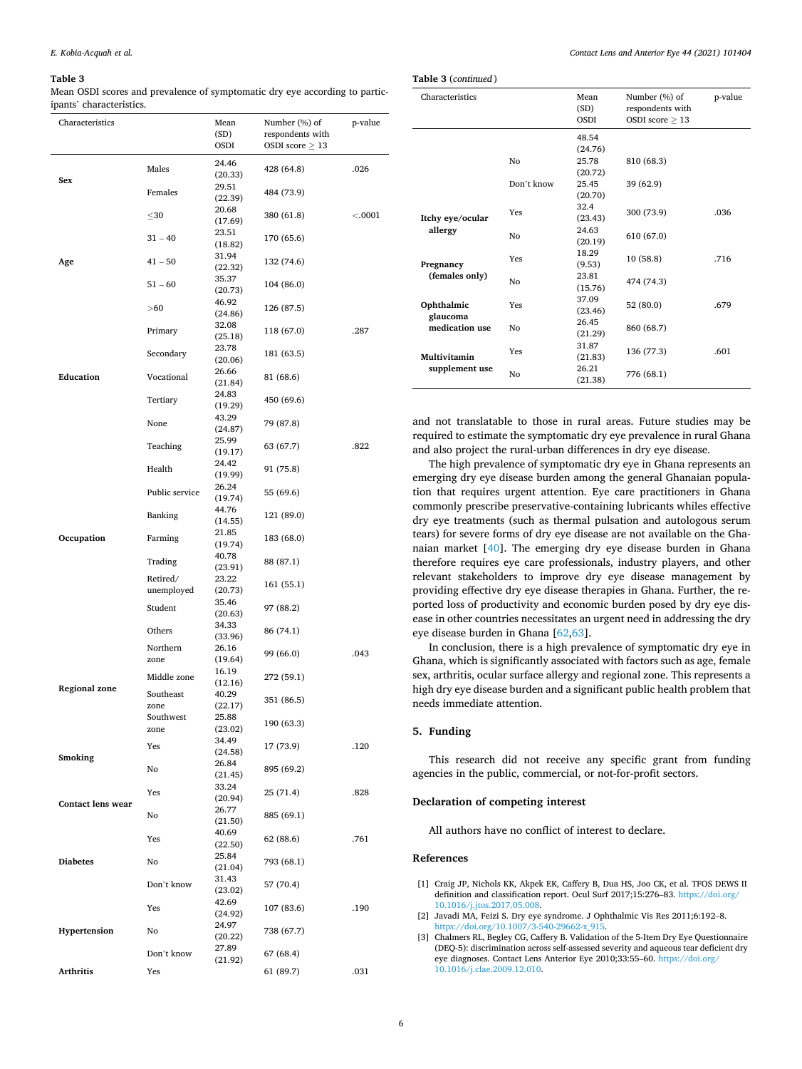**Table 3**
Mean OSDI scores and prevalence of symptomatic dry eye according to participants' characteristics.

| Characteristics | | Mean (SD) OSDI | Number (%) of respondents with OSDI score ≥ 13 | p-value |
|---|---|---|---|---|
| Sex | Males | 24.46 (20.33) | 428 (64.8) | .026 |
| | Females | 29.51 (22.39) | 484 (73.9) | |
| Age | ≤30 | 20.68 (17.69) | 380 (61.8) | <.0001 |
| | 31 – 40 | 23.51 (18.82) | 170 (65.6) | |
| | 41 – 50 | 31.94 (22.32) | 132 (74.6) | |
| | 51 – 60 | 35.37 (20.73) | 104 (86.0) | |
| | >60 | 46.92 (24.86) | 126 (87.5) | |
| Education | Primary | 32.08 (25.18) | 118 (67.0) | .287 |
| | Secondary | 23.78 (20.06) | 181 (63.5) | |
| | Vocational | 26.66 (21.84) | 81 (68.6) | |
| | Tertiary | 24.83 (19.29) | 450 (69.6) | |
| | None | 43.29 (24.87) | 79 (87.8) | |
| Occupation | Teaching | 25.99 (19.17) | 63 (67.7) | .822 |
| | Health | 24.42 (19.99) | 91 (75.8) | |
| | Public service | 26.24 (19.74) | 55 (69.6) | |
| | Banking | 44.76 (14.55) | 121 (89.0) | |
| | Farming | 21.85 (19.74) | 183 (68.0) | |
| | Trading | 40.78 (23.91) | 88 (87.1) | |
| | Retired/ unemployed | 23.22 (20.73) | 161 (55.1) | |
| | Student | 35.46 (20.63) | 97 (88.2) | |
| | Others | 34.33 (33.96) | 86 (74.1) | |
| Regional zone | Northern zone | 26.16 (19.64) | 99 (66.0) | .043 |
| | Middle zone | 16.19 (12.16) | 272 (59.1) | |
| | Southeast zone | 40.29 (22.17) | 351 (86.5) | |
| | Southwest zone | 25.88 (23.02) | 190 (63.3) | |
| Smoking | Yes | 34.49 (24.58) | 17 (73.9) | .120 |
| | No | 26.84 (21.45) | 895 (69.2) | |
| Contact lens wear | Yes | 33.24 (20.94) | 25 (71.4) | .828 |
| | No | 26.77 (21.50) | 885 (69.1) | |
| Diabetes | Yes | 40.69 (22.50) | 62 (88.6) | .761 |
| | No | 25.84 (21.04) | 793 (68.1) | |
| | Don't know | 31.43 (23.02) | 57 (70.4) | |
| Hypertension | Yes | 42.69 (24.92) | 107 (83.6) | .190 |
| | No | 24.97 (20.22) | 738 (67.7) | |
| | Don't know | 27.89 (21.92) | 67 (68.4) | |
| Arthritis | Yes | 48.54 (24.76) | 61 (89.7) | .031 |
| | No | 25.78 (20.72) | 810 (68.3) | |
| | Don't know | 25.45 (20.70) | 39 (62.9) | |
| Itchy eye/ocular allergy | Yes | 32.4 (23.43) | 300 (73.9) | .036 |
| | No | 24.63 (20.19) | 610 (67.0) | |
| Pregnancy (females only) | Yes | 18.29 (9.53) | 10 (58.8) | .716 |
| | No | 23.81 (15.76) | 474 (74.3) | |
| Ophthalmic glaucoma medication use | Yes | 37.09 (23.46) | 52 (80.0) | .679 |
| | No | 26.45 (21.29) | 860 (68.7) | |
| Multivitamin supplement use | Yes | 31.87 (21.83) | 136 (77.3) | .601 |
| | No | 26.21 (21.38) | 776 (68.1) | |

and not translatable to those in rural areas. Future studies may be required to estimate the symptomatic dry eye prevalence in rural Ghana and also project the rural-urban differences in dry eye disease.

The high prevalence of symptomatic dry eye in Ghana represents an emerging dry eye disease burden among the general Ghanaian population that requires urgent attention. Eye care practitioners in Ghana commonly prescribe preservative-containing lubricants whiles effective dry eye treatments (such as thermal pulsation and autologous serum tears) for severe forms of dry eye disease are not available on the Ghanaian market [40]. The emerging dry eye disease burden in Ghana therefore requires eye care professionals, industry players, and other relevant stakeholders to improve dry eye disease management by providing effective dry eye disease therapies in Ghana. Further, the reported loss of productivity and economic burden posed by dry eye disease in other countries necessitates an urgent need in addressing the dry eye disease burden in Ghana [62,63].

In conclusion, there is a high prevalence of symptomatic dry eye in Ghana, which is significantly associated with factors such as age, female sex, arthritis, ocular surface allergy and regional zone. This represents a high dry eye disease burden and a significant public health problem that needs immediate attention.

## 5. Funding

This research did not receive any specific grant from funding agencies in the public, commercial, or not-for-profit sectors.

## Declaration of competing interest

All authors have no conflict of interest to declare.

## References

[1] Craig JP, Nichols KK, Akpek EK, Caffery B, Dua HS, Joo CK, et al. TFOS DEWS II definition and classification report. Ocul Surf 2017;15:276–83. https://doi.org/10.1016/j.jtos.2017.05.008.

[2] Javadi MA, Feizi S. Dry eye syndrome. J Ophthalmic Vis Res 2011;6:192–8. https://doi.org/10.1007/3-540-29662-x_915.

[3] Chalmers RL, Begley CG, Caffery B. Validation of the 5-Item Dry Eye Questionnaire (DEQ-5): discrimination across self-assessed severity and aqueous tear deficient dry eye diagnoses. Contact Lens Anterior Eye 2010;33:55–60. https://doi.org/10.1016/j.clae.2009.12.010.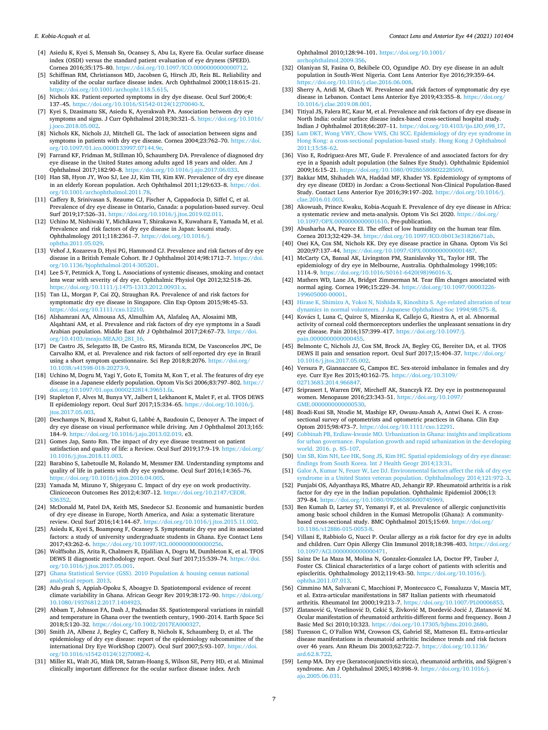[4] Asiedu K, Kyei S, Mensah Sn, Ocansey S, Abu Ls, Kyere Ea. Ocular surface disease index (OSDI) versus the standard patient evaluation of eye dryness (SPEED). Cornea 2016;35:175–80. https://doi.org/10.1097/ICO.0000000000000712.

[5] Schiffman RM, Christianson MD, Jacobsen G, Hirsch JD, Reis BL. Reliability and validity of the ocular surface disease index. Arch Ophthalmol 2000;118:615–21. https://doi.org/10.1001/archopht.118.5.615.

[6] Nichols KK. Patient-reported symptoms in dry dye disease. Ocul Surf 2006;4:137–45. https://doi.org/10.1016/S1542-0124(12)70040-X.

[7] Kyei S, Dzasimatu SK, Asiedu K, Ayerakwah PA. Association between dry eye symptoms and signs. J Curr Ophthalmol 2018;30:321–5. https://doi.org/10.1016/j.joco.2018.05.002.

[8] Nichols KK, Nichols JJ, Mitchell GL. The lack of association between signs and symptoms in patients with dry eye disease. Cornea 2004;23:762–70. https://doi.org/10.1097/01.ico.0000133997.07144.9e.

[9] Farrand KF, Fridman M, Stillman IÖ, Schaumberg DA. Prevalence of diagnosed dry eye disease in the United States among adults aged 18 years and older. Am J Ophthalmol 2017;182:90–8. https://doi.org/10.1016/j.ajo.2017.06.033.

[10] Han SB, Hyon JY, Woo SJ, Lee JJ, Kim TH, Kim KW. Prevalence of dry eye disease in an elderly Korean population. Arch Ophthalmol 2011;129:633–8. https://doi.org/10.1001/archophthalmol.2011.78.

[11] Caffery B, Srinivasan S, Reaume CJ, Fischer A, Cappadocia D, Siffel C, et al. Prevalence of dry eye disease in Ontario, Canada: a population-based survey. Ocul Surf 2019;17:526–31. https://doi.org/10.1016/j.jtos.2019.02.011.

[12] Uchino M, Nishiwaki Y, Michikawa T, Shirakawa K, Kuwahara E, Yamada M, et al. Prevalence and risk factors of dry eye disease in Japan: koumi study. Ophthalmology 2011;118:2361–7. https://doi.org/10.1016/j.ophtha.2011.05.029.

[13] Vehof J, Kozareva D, Hysi PG, Hammond CJ. Prevalence and risk factors of dry eye disease in a British Female Cohort. Br J Ophthalmol 2014;98:1712–7. https://doi.org/10.1136/bjophthalmol-2014-305201.

[14] Lee S-Y, Petznick A, Tong L. Associations of systemic diseases, smoking and contact lens wear with severity of dry eye. Ophthalmic Physiol Opt 2012;32:518–26. https://doi.org/10.1111/j.1475-1313.2012.00931.x.

[15] Tan LL, Morgan P, Cai ZQ, Straughan RA. Prevalence of and risk factors for symptomatic dry eye disease in Singapore. Clin Exp Optom 2015;98:45–53. https://doi.org/10.1111/cxo.12210.

[16] Alshamrani AA, Almousa AS, Almulhim AA, Alafaleq AA, Alosaimi MB, Alqahtani AM, et al. Prevalence and risk factors of dry eye symptoms in a Saudi Arabian population. Middle East Afr J Ophthalmol 2017;24:67–73. https://doi.org/10.4103/meajo.MEAJO_281_16.

[17] De Castro JS, Selegatto IB, De Castro RS, Miranda ECM, De Vasconcelos JPC, De Carvalho KM, et al. Prevalence and risk factors of self-reported dry eye in Brazil using a short symptom questionnaire. Sci Rep 2018;8:2076. https://doi.org/10.1038/s41598-018-20273-9.

[18] Uchino M, Dogru M, Yagi Y, Goto E, Tomita M, Kon T, et al. The features of dry eye disease in a Japanese elderly population. Optom Vis Sci 2006;83:797–802. https://doi.org/10.1097/01.opx.0000232814.39651.fa.

[19] Stapleton F, Alves M, Bunya VY, Jalbert I, Lekhanont K, Malet F, et al. TFOS DEWS II epidemiology report. Ocul Surf 2017;15:334–65. https://doi.org/10.1016/j.jtos.2017.05.003.

[20] Deschamps N, Ricaud X, Rabut G, Labbé A, Baudouin C, Denoyer A. The impact of dry eye disease on visual performance while driving. Am J Ophthalmol 2013;165:184–9. https://doi.org/10.1016/j.ajo.2013.02.019. e3.

[21] Gomes Jap, Santo Rm. The impact of dry eye disease treatment on patient satisfaction and quality of life: a Review. Ocul Surf 2019;17:9–19. https://doi.org/10.1016/j.jtos.2018.11.003.

[22] Barabino S, Labetoulle M, Rolando M, Messmer EM. Understanding symptoms and quality of life in patients with dry eye syndrome. Ocul Surf 2016;14:365–76. https://doi.org/10.1016/j.jtos.2016.04.005.

[23] Yamada M, Mizuno Y, Shigeyasu C. Impact of dry eye on work productivity. Clinicoecon Outcomes Res 2012;4:307–12. https://doi.org/10.2147/CEOR.S36352.

[24] McDonald M, Patel DA, Keith MS, Snedecor SJ. Economic and humanistic burden of dry eye disease in Europe, North America, and Asia: a systematic literature review. Ocul Surf 2016;14:144–67. https://doi.org/10.1016/j.jtos.2015.11.002.

[25] Asiedu K, Kyei S, Boampong F, Ocansey S. Symptomatic dry eye and its associated factors: a study of university undergraduate students in Ghana. Eye Contact Lens 2017;43:262–6. https://doi.org/10.1097/ICL.0000000000000256.

[26] Wolffsohn JS, Arita R, Chalmers R, Djalilian A, Dogru M, Dumbleton K, et al. TFOS DEWS II diagnostic methodology report. Ocul Surf 2017;15:539–74. https://doi.org/10.1016/j.jtos.2017.05.001.

[27] Ghana Statistical Service (GSS). 2010 Population & housing census national analytical report. 2013.

[28] Adu-prah S, Appiah-Opoku S, Aboagye D. Spatiotemporal evidence of recent climate variability in Ghana. African Geogr Rev 2019;38:172–90. https://doi.org/10.1080/19376812.2017.1404923.

[29] Abbam T, Johnson FA, Dash J, Padmadas SS. Spatiotemporal variations in rainfall and temperature in Ghana over the twentieth century, 1900–2014. Earth Space Sci 2018;5:120–32. https://doi.org/10.1002/2017EA000327.

[30] Smith JA, Albenz J, Begley C, Caffery B, Nichols K, Schaumberg D, et al. The epidemiology of dry eye disease: report of the epidemiology subcommittee of the international Dry Eye WorkShop (2007). Ocul Surf 2007;5:93–107. https://doi.org/10.1016/s1542-0124(12)70082-4.

[31] Miller KL, Walt JG, Mink DR, Satram-Hoang S, Wilson SE, Perry HD, et al. Minimal clinically important difference for the ocular surface disease index. Arch Ophthalmol 2010;128:94–101. https://doi.org/10.1001/archophthalmol.2009.356.

[32] Olaniyan SI, Fasina O, Bekibele CO, Ogundipe AO. Dry eye disease in an adult population in South-West Nigeria. Cont Lens Anterior Eye 2016;39:359–64. https://doi.org/10.1016/j.clae.2016.06.008.

[33] Sherry A, Aridi M, Ghach W. Prevalence and risk factors of symptomatic dry eye disease in Lebanon. Contact Lens Anterior Eye 2019;43:355–8. https://doi.org/10.1016/j.clae.2019.08.001.

[34] Titiyal JS, Falera RC, Kaur M, et al. Prevalence and risk factors of dry eye disease in North India: ocular surface disease index-based cross-sectional hospital study. Indian J Ophthalmol 2018;66:207–11. https://doi.org/10.4103/ijo.IJO_698_17.

[35] Lam DKT, Wong VWY, Chow VWS, Chi SCC. Epidemiology of dry eye syndrome in Hong Kong: a cross-sectional population-based study. Hong Kong J Ophthalmol 2011;15:58–62.

[36] Viso E, Rodriguez-Ares MT, Gude F. Prevalence of and associated factors for dry eye in a Spanish adult population (the Salnes Eye Study). Ophthalmic Epidemiol 2009;16:15–21. https://doi.org/10.1080/09286580802228509.

[37] Bakkar MM, Shihadeh WA, Haddad MF, Khader YS. Epidemiology of symptoms of dry eye disease (DED) in Jordan: a Cross-Sectional Non-Clinical Population-Based Study. Contact Lens Anterior Eye 2016;39:197–202. https://doi.org/10.1016/j.clae.2016.01.003.

[38] Akowuah, Prince Kwaku, Kobia-Acquah E. Prevalence of dry eye disease in Africa: a systematic review and meta-analysis. Optom Vis Sci 2020. https://doi.org/10.1097/OPX.0000000000001610. Pre-publication.

[39] Abusharha AA, Pearce EI. The effect of low humidity on the human tear film. Cornea 2013;32:429–34. https://doi.org/10.1097/ICO.0b013e31826671ab.

[40] Osei KA, Cox SM, Nichols KK. Dry eye disease practice in Ghana. Optom Vis Sci 2020;97:137–44. https://doi.org/10.1097/OPX.0000000000001487.

[41] McCarty CA, Bansal AK, Livingston PM, Stanislavsky YL, Taylor HR. The epidemiology of dry eye in Melbourne, Australia. Ophthalmology 1998;105:1114–9. https://doi.org/10.1016/S0161-6420(98)96016-X.

[42] Mathers WD, Lane JA, Bridget Zimmerman M. Tear film changes associated with normal aging. Cornea 1996;15:229–34. https://doi.org/10.1097/00003226-199605000-00001.

[43] Hirase K, Shimizu A, Yokoi N, Nishida K, Kinoshita S. Age-related alteration of tear dynamics in normal volunteers. J Japanese Ophthalmol Soc 1994;98:575–8.

[44] Kovács I, Luna C, Quirce S, Mizerska K, Callejo G, Riestra A, et al. Abnormal activity of corneal cold thermoreceptors underlies the unpleasant sensations in dry eye disease. Pain 2016;157:399–417. https://doi.org/10.1097/j.pain.0000000000000455.

[45] Belmonte C, Nichols JJ, Cox SM, Brock JA, Begley CG, Bereiter DA, et al. TFOS DEWS II pain and sensation report. Ocul Surf 2017;15:404–37. https://doi.org/10.1016/j.jtos.2017.05.002.

[46] Versura P, Giannaccare G, Campos EC. Sex-steroid imbalance in females and dry eye. Curr Eye Res 2015;40:162–75. https://doi.org/10.3109/02713683.2014.966847.

[47] Sriprasert I, Warren DW, Mircheff AK, Stanczyk FZ. Dry eye in postmenopausal women. Menopause 2016;23:343–51. https://doi.org/10.1097/GME.0000000000000530.

[48] Boadi-Kusi SB, Ntodie M, Mashige KP, Owusu-Ansah A, Antwi Osei K. A cross-sectional survey of optometrists and optometric practices in Ghana. Clin Exp Optom 2015;98:473–7. https://doi.org/10.1111/cxo.12291.

[49] Cobbinah PB, Erdiaw-kwasie MO. Urbanization in Ghana: insights and implications for urban governance. Population growth and rapid urbanization in the developing world. 2016. p. 85–107.

[50] Um SB, Kim NH, Lee HK, Song JS, Kim HC. Spatial epidemiology of dry eye disease: findings from South Korea. Int J Health Geogr 2014;13:31.

[51] Galor A, Kumar N, Feuer W, Lee DJ. Environmental factors affect the risk of dry eye syndrome in a United States veteran population. Ophthalmology 2014;121:972–3.

[52] Punjabi OS, Adyanthaya RS, Mhatre AD, Jehangir RP. Rheumatoid arthritis is a risk factor for dry eye in the Indian population. Ophthalmic Epidemiol 2006;13:379–84. https://doi.org/10.1080/09286580600745969.

[53] Ben Kumah D, Lartey SY, Yemanyi F, et al. Prevalence of allergic conjunctivitis among basic school children in the Kumasi Metropolis (Ghana): A community-based cross-sectional study. BMC Ophthalmol 2015;15:69. https://doi.org/10.1186/s12886-015-0053-8.

[54] Villani E, Rabbiolo G, Nucci P. Ocular allergy as a risk factor for dry eye in adults and children. Curr Opin Allergy Clin Immunol 2018;18:398–403. https://doi.org/10.1097/ACI.0000000000000471.

[55] Sainz De La Maza M, Molina N, Gonzalez-Gonzalez LA, Doctor PP, Tauber J, Foster CS. Clinical characteristics of a large cohort of patients with scleritis and episcleritis. Ophthalmology 2012;119:43–50. https://doi.org/10.1016/j.ophtha.2011.07.013.

[56] Cimmino MA, Salvarani C, Macchioni P, Montecucco C, Fossaluzza V, Mascia MT, et al. Extra-articular manifestations in 587 Italian patients with rheumatoid arthritis. Rheumatol Int 2000;19:213–7. https://doi.org/10.1007/PL00006853.

[57] Zlatanović G, Veselinović D, Cekić S, Živković M, Dorđević-Jocić J, Zlatanović M. Ocular manifestation of rheumatoid arthritis-different forms and frequency. Bosn J Basic Med Sci 2010;10:323. https://doi.org/10.17305/bjbms.2010.2680.

[58] Turesson C, O'Fallon WM, Crowson CS, Gabriel SE, Matteson EL. Extra-articular disease manifestations in rheumatoid arthritis: Incidence trends and risk factors over 46 years. Ann Rheum Dis 2003;62:722–7. https://doi.org/10.1136/ard.62.8.722.

[59] Lemp MA. Dry eye (keratoconjunctivitis sicca), rheumatoid arthritis, and Sjögren's syndrome. Am J Ophthalmol 2005;140:898–9. https://doi.org/10.1016/j.ajo.2005.06.031.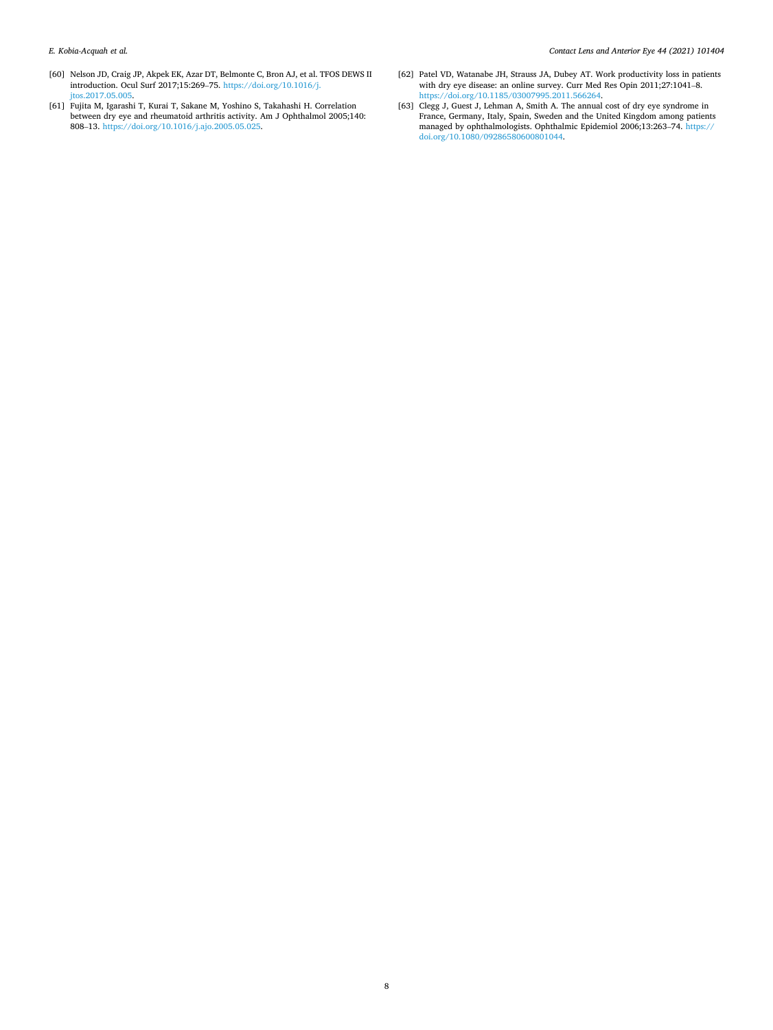[60] Nelson JD, Craig JP, Akpek EK, Azar DT, Belmonte C, Bron AJ, et al. TFOS DEWS II introduction. Ocul Surf 2017;15:269–75. https://doi.org/10.1016/j.jtos.2017.05.005.

[61] Fujita M, Igarashi T, Kurai T, Sakane M, Yoshino S, Takahashi H. Correlation between dry eye and rheumatoid arthritis activity. Am J Ophthalmol 2005;140:808–13. https://doi.org/10.1016/j.ajo.2005.05.025.

[62] Patel VD, Watanabe JH, Strauss JA, Dubey AT. Work productivity loss in patients with dry eye disease: an online survey. Curr Med Res Opin 2011;27:1041–8. https://doi.org/10.1185/03007995.2011.566264.

[63] Clegg J, Guest J, Lehman A, Smith A. The annual cost of dry eye syndrome in France, Germany, Italy, Spain, Sweden and the United Kingdom among patients managed by ophthalmologists. Ophthalmic Epidemiol 2006;13:263–74. https://doi.org/10.1080/09286580600801044.